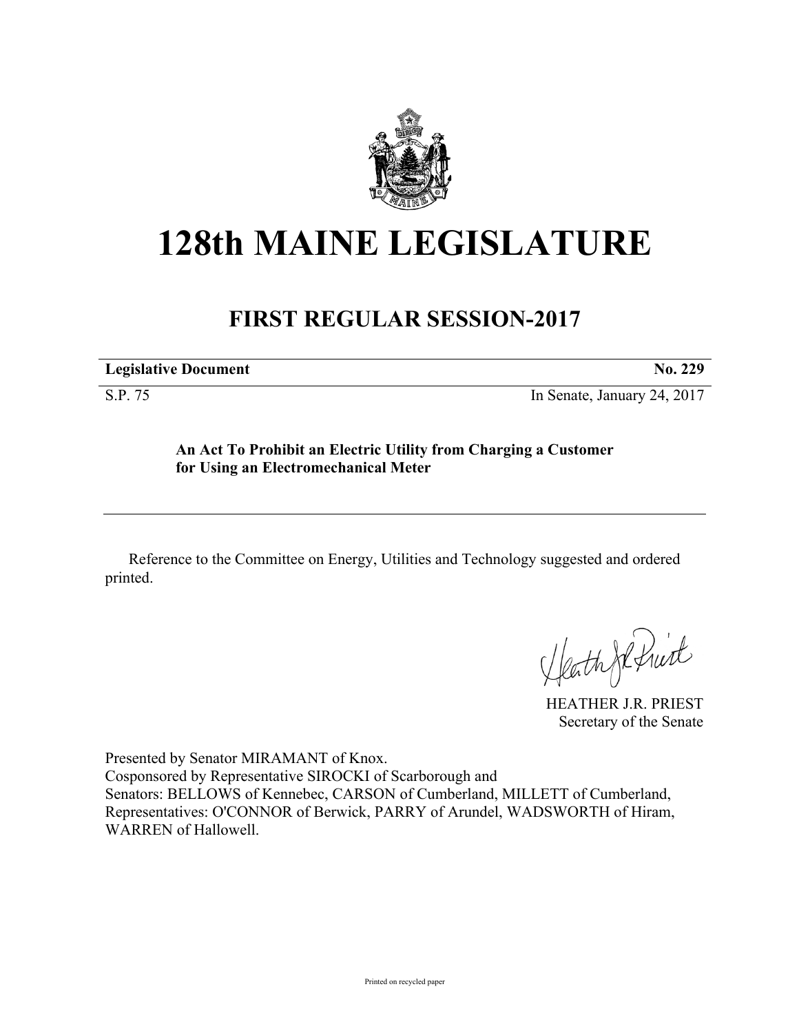# 128th MAINE LEGISLATURE

## FIRST REGULAR SESSION-2017

| **Legislative Document** | **No. 229** |
|---|---|
| S.P. 75 | In Senate, January 24, 2017 |

**An Act To Prohibit an Electric Utility from Charging a Customer for Using an Electromechanical Meter**

Reference to the Committee on Energy, Utilities and Technology suggested and ordered printed.

HEATHER J.R. PRIEST
Secretary of the Senate

Presented by Senator MIRAMANT of Knox.
Cosponsored by Representative SIROCKI of Scarborough and
Senators: BELLOWS of Kennebec, CARSON of Cumberland, MILLETT of Cumberland, Representatives: O'CONNOR of Berwick, PARRY of Arundel, WADSWORTH of Hiram, WARREN of Hallowell.

Printed on recycled paper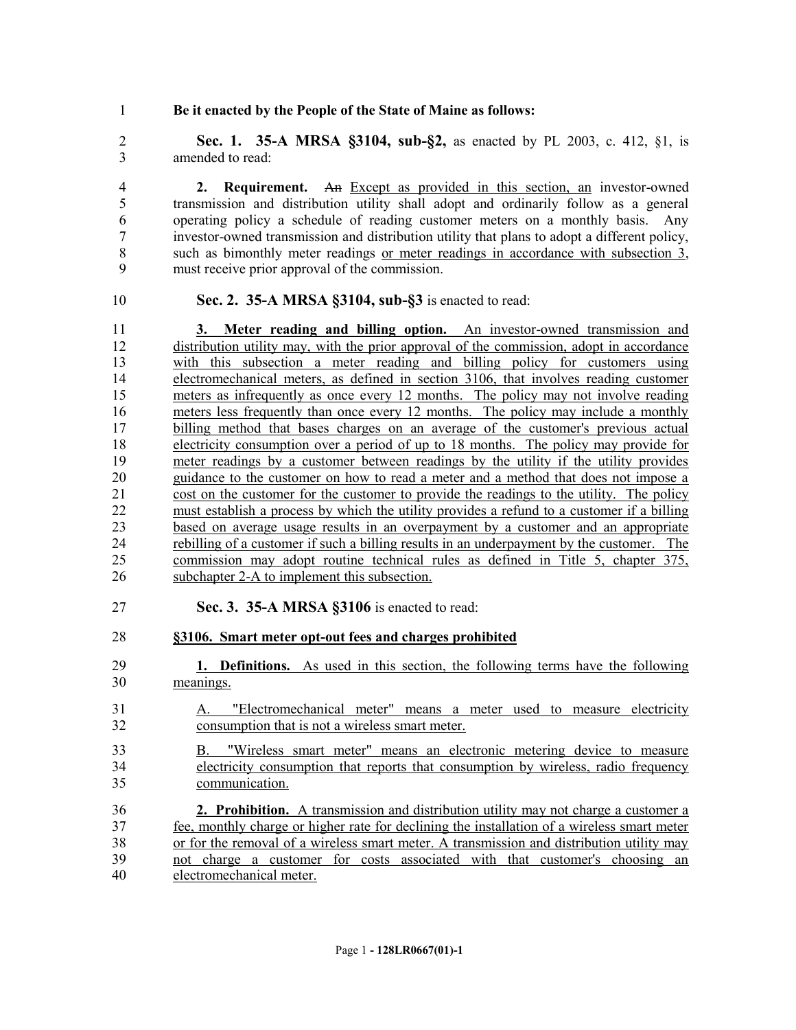**Be it enacted by the People of the State of Maine as follows:**

**Sec. 1. 35-A MRSA §3104, sub-§2,** as enacted by PL 2003, c. 412, §1, is amended to read:

**2. Requirement.** ~~An~~ Except as provided in this section, an investor-owned transmission and distribution utility shall adopt and ordinarily follow as a general operating policy a schedule of reading customer meters on a monthly basis. Any investor-owned transmission and distribution utility that plans to adopt a different policy, such as bimonthly meter readings or meter readings in accordance with subsection 3, must receive prior approval of the commission.

**Sec. 2. 35-A MRSA §3104, sub-§3** is enacted to read:

**3. Meter reading and billing option.** An investor-owned transmission and distribution utility may, with the prior approval of the commission, adopt in accordance with this subsection a meter reading and billing policy for customers using electromechanical meters, as defined in section 3106, that involves reading customer meters as infrequently as once every 12 months. The policy may not involve reading meters less frequently than once every 12 months. The policy may include a monthly billing method that bases charges on an average of the customer's previous actual electricity consumption over a period of up to 18 months. The policy may provide for meter readings by a customer between readings by the utility if the utility provides guidance to the customer on how to read a meter and a method that does not impose a cost on the customer for the customer to provide the readings to the utility. The policy must establish a process by which the utility provides a refund to a customer if a billing based on average usage results in an overpayment by a customer and an appropriate rebilling of a customer if such a billing results in an underpayment by the customer. The commission may adopt routine technical rules as defined in Title 5, chapter 375, subchapter 2-A to implement this subsection.

**Sec. 3. 35-A MRSA §3106** is enacted to read:

**§3106. Smart meter opt-out fees and charges prohibited**

**1. Definitions.** As used in this section, the following terms have the following meanings.

A. "Electromechanical meter" means a meter used to measure electricity consumption that is not a wireless smart meter.

B. "Wireless smart meter" means an electronic metering device to measure electricity consumption that reports that consumption by wireless, radio frequency communication.

**2. Prohibition.** A transmission and distribution utility may not charge a customer a fee, monthly charge or higher rate for declining the installation of a wireless smart meter or for the removal of a wireless smart meter. A transmission and distribution utility may not charge a customer for costs associated with that customer's choosing an electromechanical meter.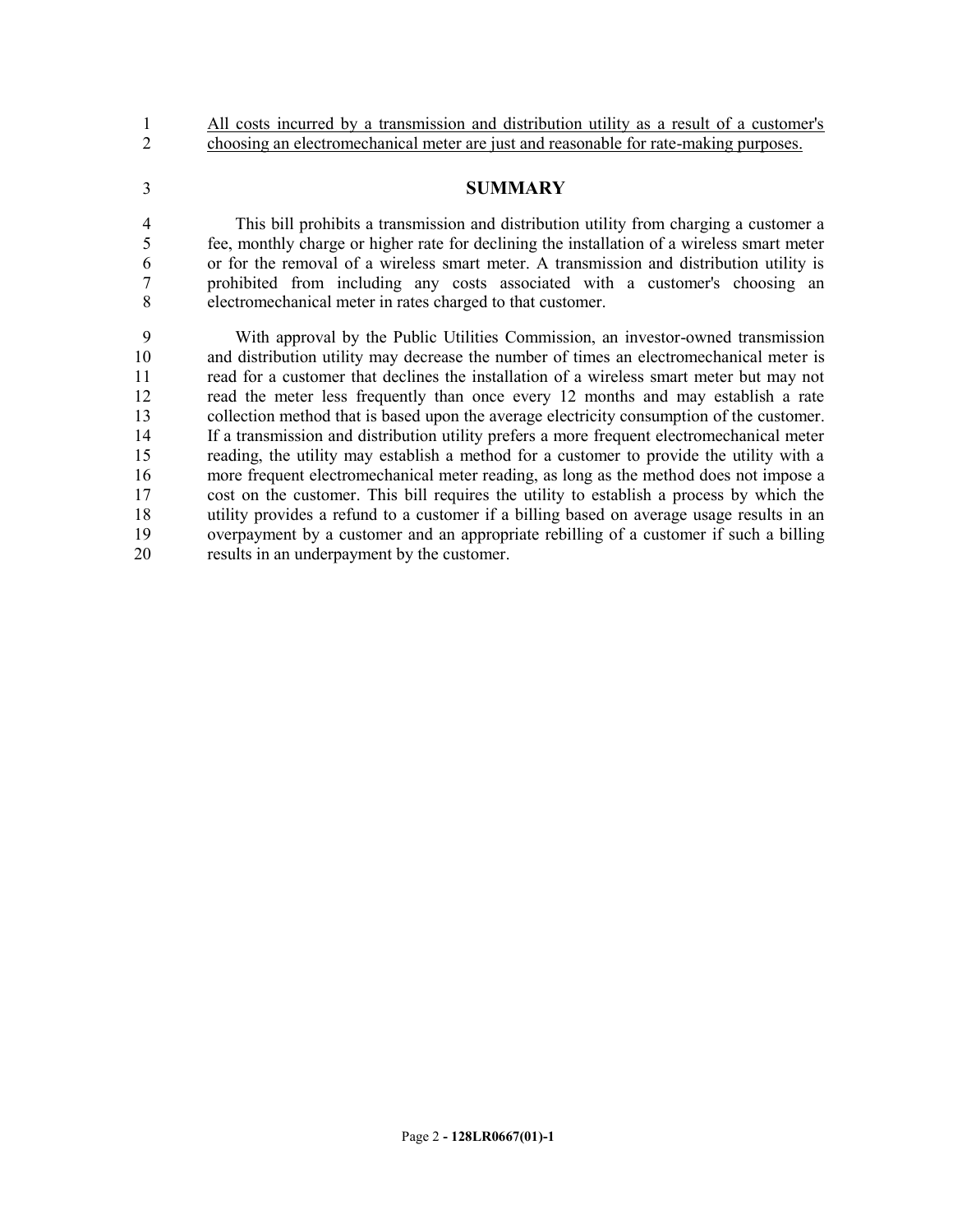All costs incurred by a transmission and distribution utility as a result of a customer's choosing an electromechanical meter are just and reasonable for rate-making purposes.

## SUMMARY

This bill prohibits a transmission and distribution utility from charging a customer a fee, monthly charge or higher rate for declining the installation of a wireless smart meter or for the removal of a wireless smart meter. A transmission and distribution utility is prohibited from including any costs associated with a customer's choosing an electromechanical meter in rates charged to that customer.

With approval by the Public Utilities Commission, an investor-owned transmission and distribution utility may decrease the number of times an electromechanical meter is read for a customer that declines the installation of a wireless smart meter but may not read the meter less frequently than once every 12 months and may establish a rate collection method that is based upon the average electricity consumption of the customer. If a transmission and distribution utility prefers a more frequent electromechanical meter reading, the utility may establish a method for a customer to provide the utility with a more frequent electromechanical meter reading, as long as the method does not impose a cost on the customer. This bill requires the utility to establish a process by which the utility provides a refund to a customer if a billing based on average usage results in an overpayment by a customer and an appropriate rebilling of a customer if such a billing results in an underpayment by the customer.